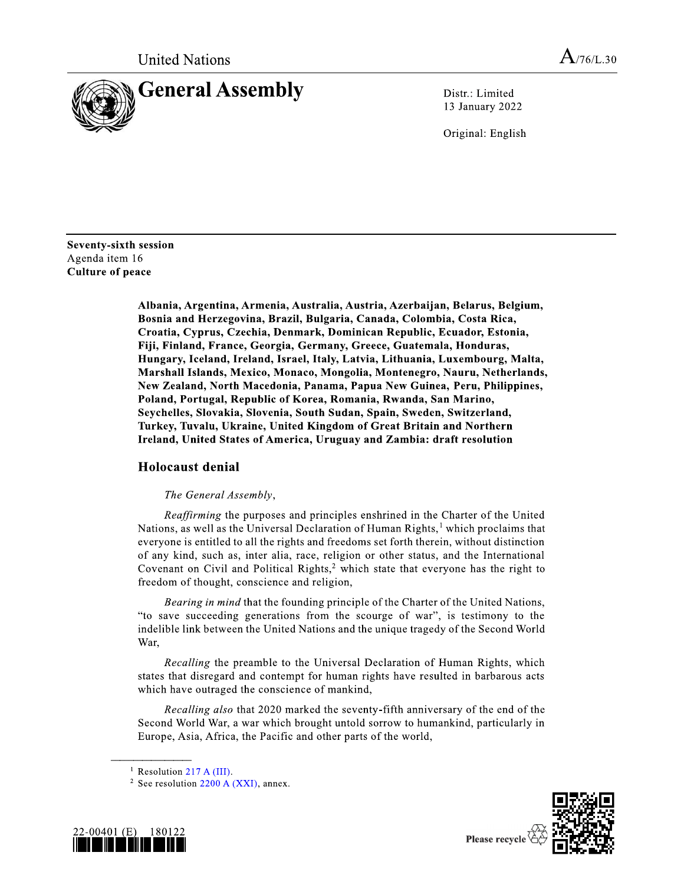United Nations

A/76/L.30

# General Assembly

Distr.: Limited
13 January 2022

Original: English

**Seventy-sixth session**
Agenda item 16
**Culture of peace**

**Albania, Argentina, Armenia, Australia, Austria, Azerbaijan, Belarus, Belgium, Bosnia and Herzegovina, Brazil, Bulgaria, Canada, Colombia, Costa Rica, Croatia, Cyprus, Czechia, Denmark, Dominican Republic, Ecuador, Estonia, Fiji, Finland, France, Georgia, Germany, Greece, Guatemala, Honduras, Hungary, Iceland, Ireland, Israel, Italy, Latvia, Lithuania, Luxembourg, Malta, Marshall Islands, Mexico, Monaco, Mongolia, Montenegro, Nauru, Netherlands, New Zealand, North Macedonia, Panama, Papua New Guinea, Peru, Philippines, Poland, Portugal, Republic of Korea, Romania, Rwanda, San Marino, Seychelles, Slovakia, Slovenia, South Sudan, Spain, Sweden, Switzerland, Turkey, Tuvalu, Ukraine, United Kingdom of Great Britain and Northern Ireland, United States of America, Uruguay and Zambia: draft resolution**

## Holocaust denial

*The General Assembly*,

*Reaffirming* the purposes and principles enshrined in the Charter of the United Nations, as well as the Universal Declaration of Human Rights,[1] which proclaims that everyone is entitled to all the rights and freedoms set forth therein, without distinction of any kind, such as, inter alia, race, religion or other status, and the International Covenant on Civil and Political Rights,[2] which state that everyone has the right to freedom of thought, conscience and religion,

*Bearing in mind* that the founding principle of the Charter of the United Nations, "to save succeeding generations from the scourge of war", is testimony to the indelible link between the United Nations and the unique tragedy of the Second World War,

*Recalling* the preamble to the Universal Declaration of Human Rights, which states that disregard and contempt for human rights have resulted in barbarous acts which have outraged the conscience of mankind,

*Recalling also* that 2020 marked the seventy-fifth anniversary of the end of the Second World War, a war which brought untold sorrow to humankind, particularly in Europe, Asia, Africa, the Pacific and other parts of the world,

---

[1] Resolution 217 A (III).

[2] See resolution 2200 A (XXI), annex.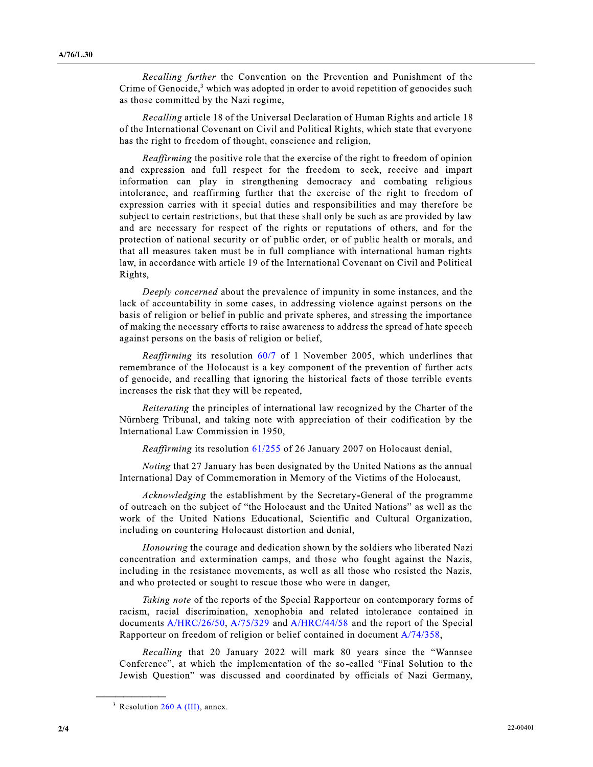*Recalling further* the Convention on the Prevention and Punishment of the Crime of Genocide,[3] which was adopted in order to avoid repetition of genocides such as those committed by the Nazi regime,

*Recalling* article 18 of the Universal Declaration of Human Rights and article 18 of the International Covenant on Civil and Political Rights, which state that everyone has the right to freedom of thought, conscience and religion,

*Reaffirming* the positive role that the exercise of the right to freedom of opinion and expression and full respect for the freedom to seek, receive and impart information can play in strengthening democracy and combating religious intolerance, and reaffirming further that the exercise of the right to freedom of expression carries with it special duties and responsibilities and may therefore be subject to certain restrictions, but that these shall only be such as are provided by law and are necessary for respect of the rights or reputations of others, and for the protection of national security or of public order, or of public health or morals, and that all measures taken must be in full compliance with international human rights law, in accordance with article 19 of the International Covenant on Civil and Political Rights,

*Deeply concerned* about the prevalence of impunity in some instances, and the lack of accountability in some cases, in addressing violence against persons on the basis of religion or belief in public and private spheres, and stressing the importance of making the necessary efforts to raise awareness to address the spread of hate speech against persons on the basis of religion or belief,

*Reaffirming* its resolution 60/7 of 1 November 2005, which underlines that remembrance of the Holocaust is a key component of the prevention of further acts of genocide, and recalling that ignoring the historical facts of those terrible events increases the risk that they will be repeated,

*Reiterating* the principles of international law recognized by the Charter of the Nürnberg Tribunal, and taking note with appreciation of their codification by the International Law Commission in 1950,

*Reaffirming* its resolution 61/255 of 26 January 2007 on Holocaust denial,

*Noting* that 27 January has been designated by the United Nations as the annual International Day of Commemoration in Memory of the Victims of the Holocaust,

*Acknowledging* the establishment by the Secretary-General of the programme of outreach on the subject of "the Holocaust and the United Nations" as well as the work of the United Nations Educational, Scientific and Cultural Organization, including on countering Holocaust distortion and denial,

*Honouring* the courage and dedication shown by the soldiers who liberated Nazi concentration and extermination camps, and those who fought against the Nazis, including in the resistance movements, as well as all those who resisted the Nazis, and who protected or sought to rescue those who were in danger,

*Taking note* of the reports of the Special Rapporteur on contemporary forms of racism, racial discrimination, xenophobia and related intolerance contained in documents A/HRC/26/50, A/75/329 and A/HRC/44/58 and the report of the Special Rapporteur on freedom of religion or belief contained in document A/74/358,

*Recalling* that 20 January 2022 will mark 80 years since the "Wannsee Conference", at which the implementation of the so-called "Final Solution to the Jewish Question" was discussed and coordinated by officials of Nazi Germany,

---

[3] Resolution 260 A (III), annex.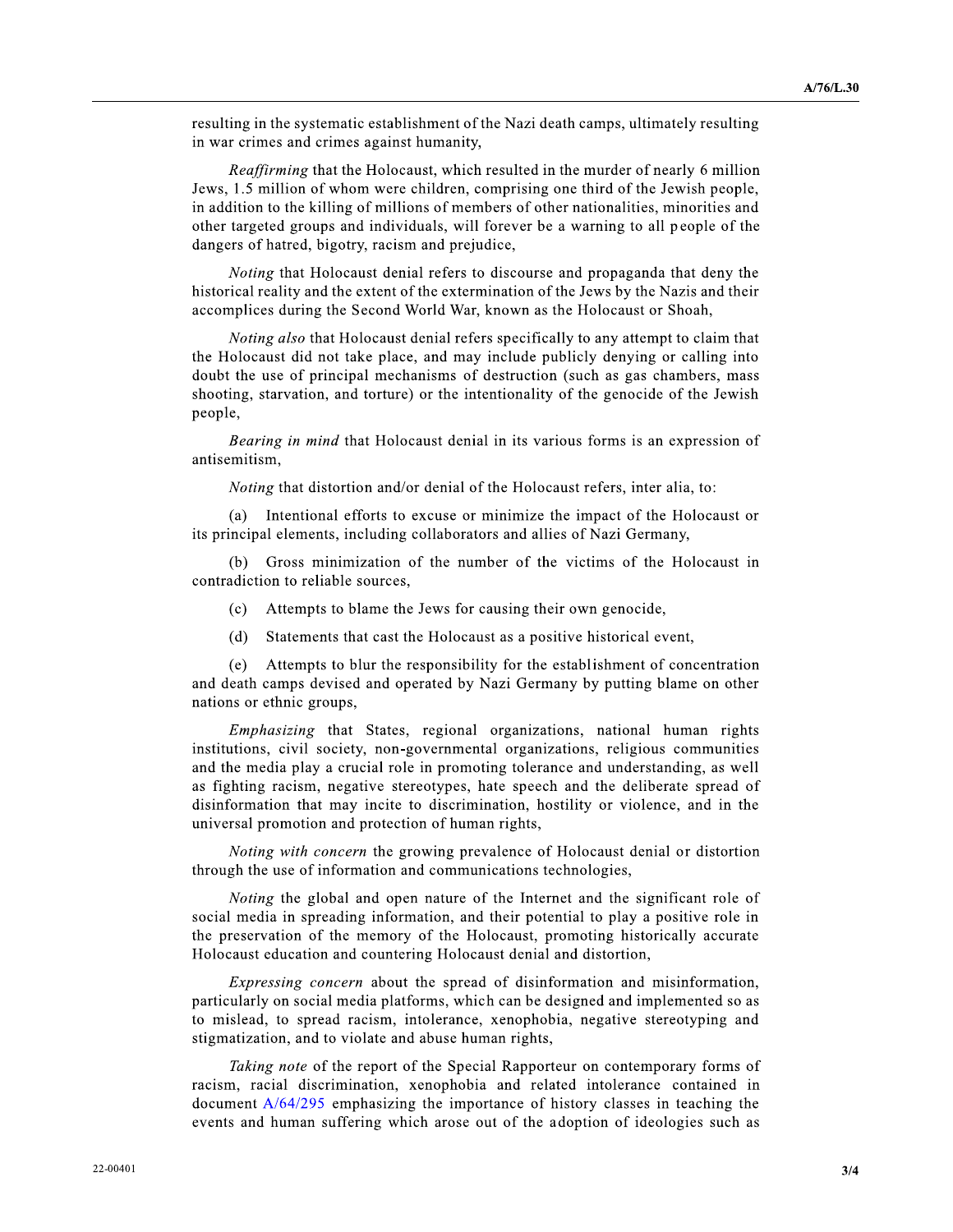resulting in the systematic establishment of the Nazi death camps, ultimately resulting in war crimes and crimes against humanity,

*Reaffirming* that the Holocaust, which resulted in the murder of nearly 6 million Jews, 1.5 million of whom were children, comprising one third of the Jewish people, in addition to the killing of millions of members of other nationalities, minorities and other targeted groups and individuals, will forever be a warning to all people of the dangers of hatred, bigotry, racism and prejudice,

*Noting* that Holocaust denial refers to discourse and propaganda that deny the historical reality and the extent of the extermination of the Jews by the Nazis and their accomplices during the Second World War, known as the Holocaust or Shoah,

*Noting also* that Holocaust denial refers specifically to any attempt to claim that the Holocaust did not take place, and may include publicly denying or calling into doubt the use of principal mechanisms of destruction (such as gas chambers, mass shooting, starvation, and torture) or the intentionality of the genocide of the Jewish people,

*Bearing in mind* that Holocaust denial in its various forms is an expression of antisemitism,

*Noting* that distortion and/or denial of the Holocaust refers, inter alia, to:

(a) Intentional efforts to excuse or minimize the impact of the Holocaust or its principal elements, including collaborators and allies of Nazi Germany,

(b) Gross minimization of the number of the victims of the Holocaust in contradiction to reliable sources,

(c) Attempts to blame the Jews for causing their own genocide,

(d) Statements that cast the Holocaust as a positive historical event,

(e) Attempts to blur the responsibility for the establishment of concentration and death camps devised and operated by Nazi Germany by putting blame on other nations or ethnic groups,

*Emphasizing* that States, regional organizations, national human rights institutions, civil society, non-governmental organizations, religious communities and the media play a crucial role in promoting tolerance and understanding, as well as fighting racism, negative stereotypes, hate speech and the deliberate spread of disinformation that may incite to discrimination, hostility or violence, and in the universal promotion and protection of human rights,

*Noting with concern* the growing prevalence of Holocaust denial or distortion through the use of information and communications technologies,

*Noting* the global and open nature of the Internet and the significant role of social media in spreading information, and their potential to play a positive role in the preservation of the memory of the Holocaust, promoting historically accurate Holocaust education and countering Holocaust denial and distortion,

*Expressing concern* about the spread of disinformation and misinformation, particularly on social media platforms, which can be designed and implemented so as to mislead, to spread racism, intolerance, xenophobia, negative stereotyping and stigmatization, and to violate and abuse human rights,

*Taking note* of the report of the Special Rapporteur on contemporary forms of racism, racial discrimination, xenophobia and related intolerance contained in document A/64/295 emphasizing the importance of history classes in teaching the events and human suffering which arose out of the adoption of ideologies such as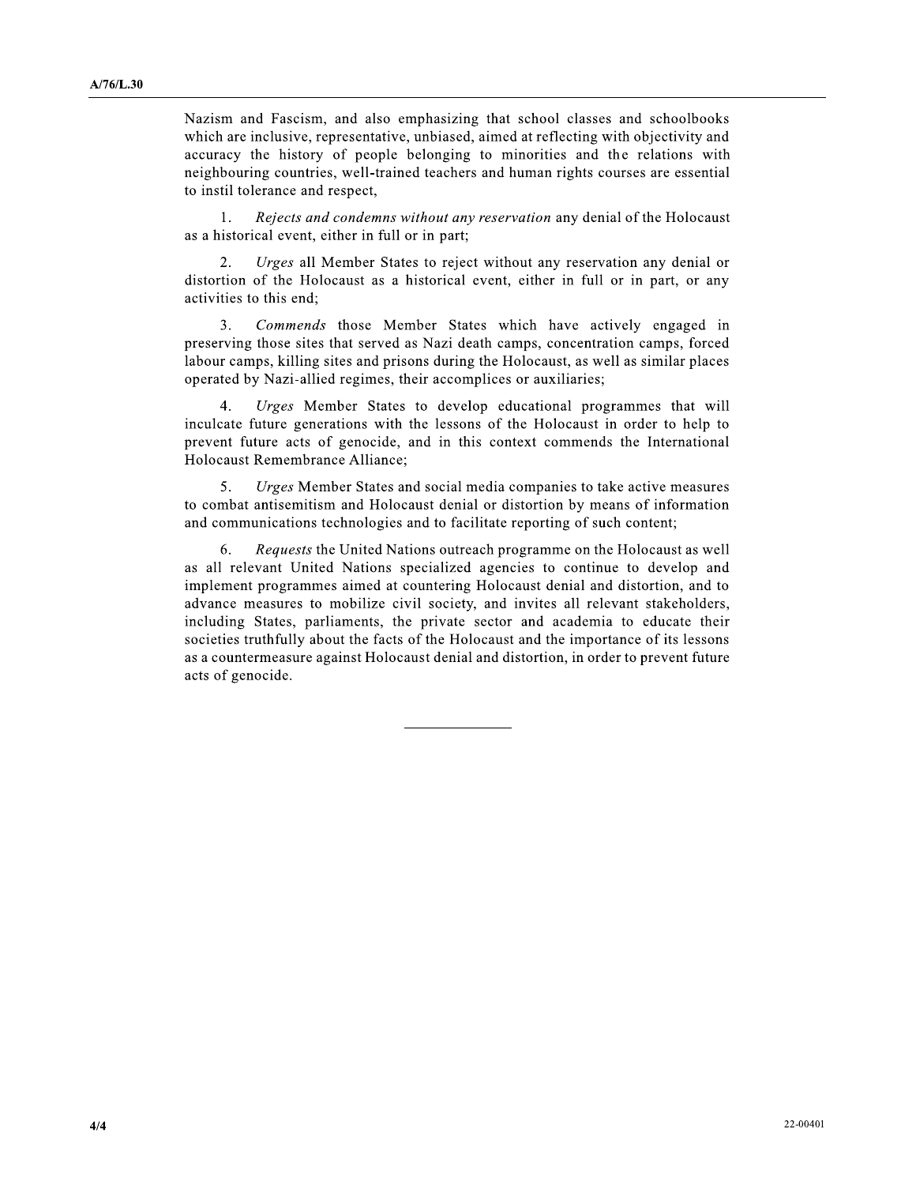Nazism and Fascism, and also emphasizing that school classes and schoolbooks which are inclusive, representative, unbiased, aimed at reflecting with objectivity and accuracy the history of people belonging to minorities and the relations with neighbouring countries, well-trained teachers and human rights courses are essential to instil tolerance and respect,

1. *Rejects and condemns without any reservation* any denial of the Holocaust as a historical event, either in full or in part;

2. *Urges* all Member States to reject without any reservation any denial or distortion of the Holocaust as a historical event, either in full or in part, or any activities to this end;

3. *Commends* those Member States which have actively engaged in preserving those sites that served as Nazi death camps, concentration camps, forced labour camps, killing sites and prisons during the Holocaust, as well as similar places operated by Nazi-allied regimes, their accomplices or auxiliaries;

4. *Urges* Member States to develop educational programmes that will inculcate future generations with the lessons of the Holocaust in order to help to prevent future acts of genocide, and in this context commends the International Holocaust Remembrance Alliance;

5. *Urges* Member States and social media companies to take active measures to combat antisemitism and Holocaust denial or distortion by means of information and communications technologies and to facilitate reporting of such content;

6. *Requests* the United Nations outreach programme on the Holocaust as well as all relevant United Nations specialized agencies to continue to develop and implement programmes aimed at countering Holocaust denial and distortion, and to advance measures to mobilize civil society, and invites all relevant stakeholders, including States, parliaments, the private sector and academia to educate their societies truthfully about the facts of the Holocaust and the importance of its lessons as a countermeasure against Holocaust denial and distortion, in order to prevent future acts of genocide.